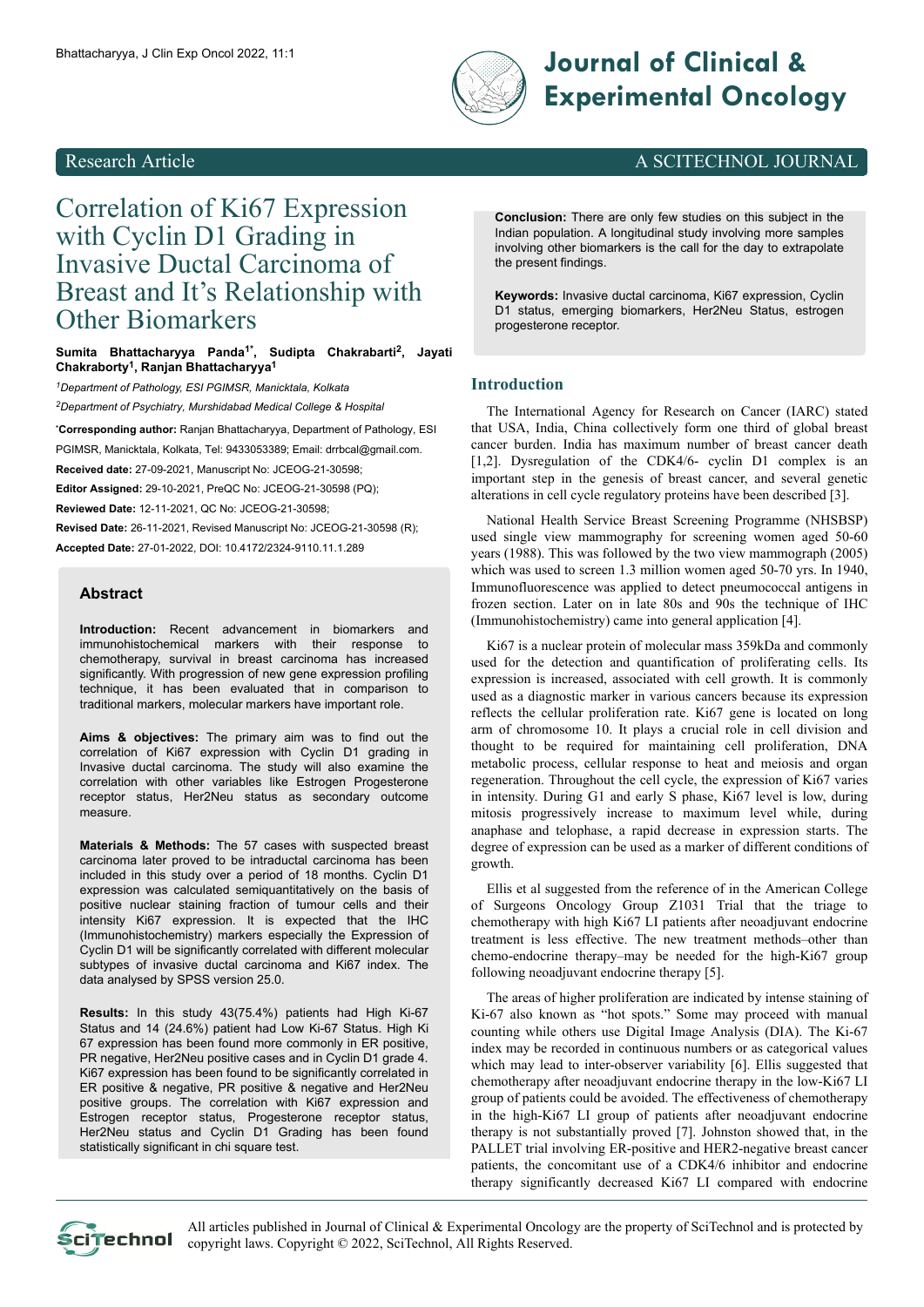Research Article

# Correlation of Ki67 Expression with Cyclin D1 Grading in Invasive Ductal Carcinoma of Breast and It's Relationship with Other Biomarkers

**Sumita Bhattacharyya Panda[1*], Sudipta Chakrabarti[2], Jayati Chakraborty[1], Ranjan Bhattacharyya[1]**

[1]Department of Pathology, ESI PGIMSR, Manicktala, Kolkata

[2]Department of Psychiatry, Murshidabad Medical College & Hospital

*Corresponding author: Ranjan Bhattacharyya, Department of Pathology, ESI PGIMSR, Manicktala, Kolkata, Tel: 9433053389; Email: drrbcal@gmail.com.

**Received date:** 27-09-2021, Manuscript No: JCEOG-21-30598;

**Editor Assigned:** 29-10-2021, PreQC No: JCEOG-21-30598 (PQ);

**Reviewed Date:** 12-11-2021, QC No: JCEOG-21-30598;

**Revised Date:** 26-11-2021, Revised Manuscript No: JCEOG-21-30598 (R);

**Accepted Date:** 27-01-2022, DOI: 10.4172/2324-9110.11.1.289

## Abstract

**Introduction:** Recent advancement in biomarkers and immunohistochemical markers with their response to chemotherapy, survival in breast carcinoma has increased significantly. With progression of new gene expression profiling technique, it has been evaluated that in comparison to traditional markers, molecular markers have important role.

**Aims & objectives:** The primary aim was to find out the correlation of Ki67 expression with Cyclin D1 grading in Invasive ductal carcinoma. The study will also examine the correlation with other variables like Estrogen Progesterone receptor status, Her2Neu status as secondary outcome measure.

**Materials & Methods:** The 57 cases with suspected breast carcinoma later proved to be intraductal carcinoma has been included in this study over a period of 18 months. Cyclin D1 expression was calculated semiquantitatively on the basis of positive nuclear staining fraction of tumour cells and their intensity Ki67 expression. It is expected that the IHC (Immunohistochemistry) markers especially the Expression of Cyclin D1 will be significantly correlated with different molecular subtypes of invasive ductal carcinoma and Ki67 index. The data analysed by SPSS version 25.0.

**Results:** In this study 43(75.4%) patients had High Ki-67 Status and 14 (24.6%) patient had Low Ki-67 Status. High Ki 67 expression has been found more commonly in ER positive, PR negative, Her2Neu positive cases and in Cyclin D1 grade 4. Ki67 expression has been found to be significantly correlated in ER positive & negative, PR positive & negative and Her2Neu positive groups. The correlation with Ki67 expression and Estrogen receptor status, Progesterone receptor status, Her2Neu status and Cyclin D1 Grading has been found statistically significant in chi square test.

**Conclusion:** There are only few studies on this subject in the Indian population. A longitudinal study involving more samples involving other biomarkers is the call for the day to extrapolate the present findings.

**Keywords:** Invasive ductal carcinoma, Ki67 expression, Cyclin D1 status, emerging biomarkers, Her2Neu Status, estrogen progesterone receptor.

## Introduction

The International Agency for Research on Cancer (IARC) stated that USA, India, China collectively form one third of global breast cancer burden. India has maximum number of breast cancer death [1,2]. Dysregulation of the CDK4/6- cyclin D1 complex is an important step in the genesis of breast cancer, and several genetic alterations in cell cycle regulatory proteins have been described [3].

National Health Service Breast Screening Programme (NHSBSP) used single view mammography for screening women aged 50-60 years (1988). This was followed by the two view mammograph (2005) which was used to screen 1.3 million women aged 50-70 yrs. In 1940, Immunofluorescence was applied to detect pneumococcal antigens in frozen section. Later on in late 80s and 90s the technique of IHC (Immunohistochemistry) came into general application [4].

Ki67 is a nuclear protein of molecular mass 359kDa and commonly used for the detection and quantification of proliferating cells. Its expression is increased, associated with cell growth. It is commonly used as a diagnostic marker in various cancers because its expression reflects the cellular proliferation rate. Ki67 gene is located on long arm of chromosome 10. It plays a crucial role in cell division and thought to be required for maintaining cell proliferation, DNA metabolic process, cellular response to heat and meiosis and organ regeneration. Throughout the cell cycle, the expression of Ki67 varies in intensity. During G1 and early S phase, Ki67 level is low, during mitosis progressively increase to maximum level while, during anaphase and telophase, a rapid decrease in expression starts. The degree of expression can be used as a marker of different conditions of growth.

Ellis et al suggested from the reference of in the American College of Surgeons Oncology Group Z1031 Trial that the triage to chemotherapy with high Ki67 LI patients after neoadjuvant endocrine treatment is less effective. The new treatment methods–other than chemo-endocrine therapy–may be needed for the high-Ki67 group following neoadjuvant endocrine therapy [5].

The areas of higher proliferation are indicated by intense staining of Ki-67 also known as "hot spots." Some may proceed with manual counting while others use Digital Image Analysis (DIA). The Ki-67 index may be recorded in continuous numbers or as categorical values which may lead to inter-observer variability [6]. Ellis suggested that chemotherapy after neoadjuvant endocrine therapy in the low-Ki67 LI group of patients could be avoided. The effectiveness of chemotherapy in the high-Ki67 LI group of patients after neoadjuvant endocrine therapy is not substantially proved [7]. Johnston showed that, in the PALLET trial involving ER-positive and HER2-negative breast cancer patients, the concomitant use of a CDK4/6 inhibitor and endocrine therapy significantly decreased Ki67 LI compared with endocrine

All articles published in Journal of Clinical & Experimental Oncology are the property of SciTechnol and is protected by copyright laws. Copyright © 2022, SciTechnol, All Rights Reserved.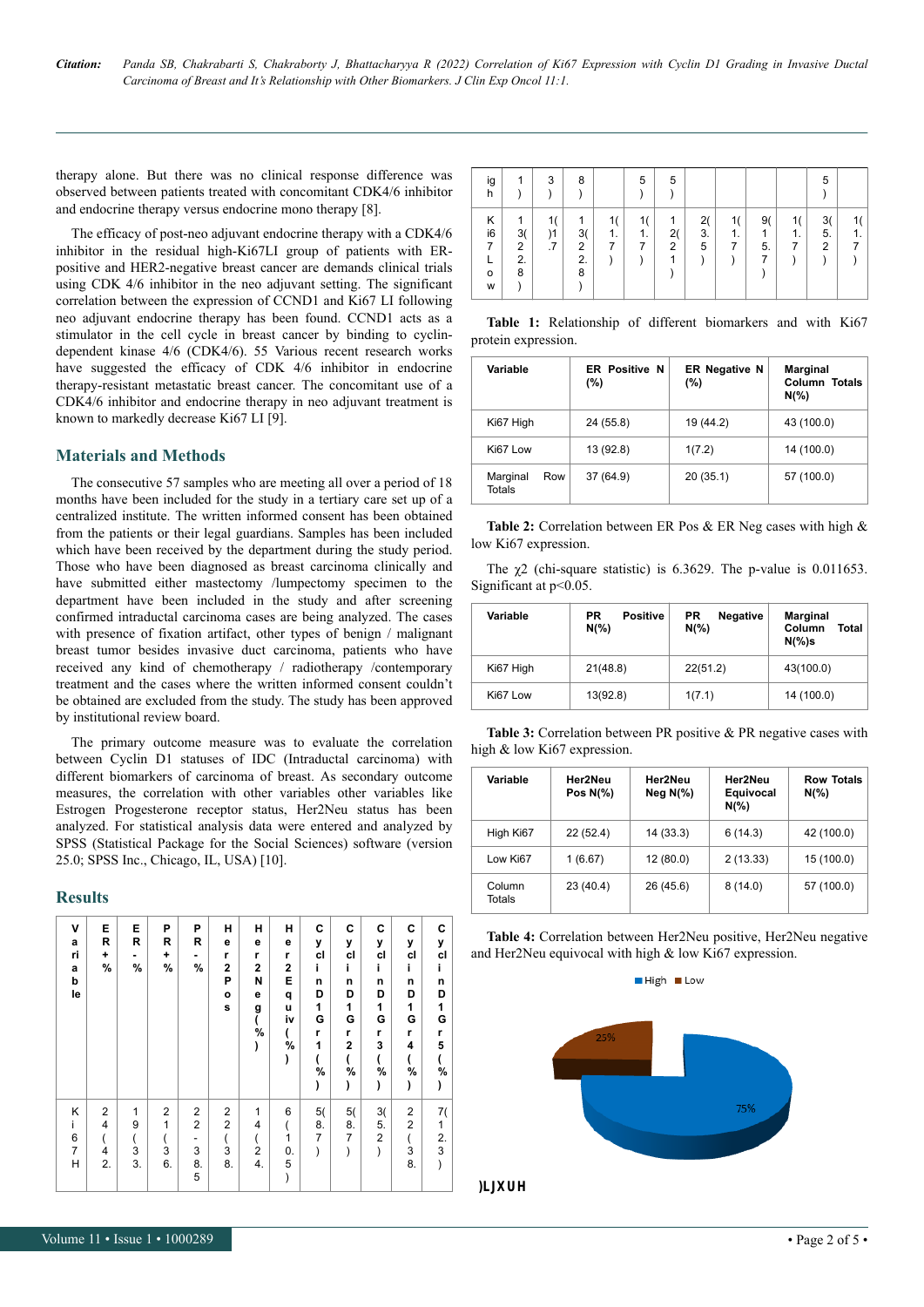therapy alone. But there was no clinical response difference was observed between patients treated with concomitant CDK4/6 inhibitor and endocrine therapy versus endocrine mono therapy [8].

The efficacy of post-neo adjuvant endocrine therapy with a CDK4/6 inhibitor in the residual high-Ki67LI group of patients with ER-positive and HER2-negative breast cancer are demands clinical trials using CDK 4/6 inhibitor in the neo adjuvant setting. The significant correlation between the expression of CCND1 and Ki67 LI following neo adjuvant endocrine therapy has been found. CCND1 acts as a stimulator in the cell cycle in breast cancer by binding to cyclin-dependent kinase 4/6 (CDK4/6). 55 Various recent research works have suggested the efficacy of CDK 4/6 inhibitor in endocrine therapy-resistant metastatic breast cancer. The concomitant use of a CDK4/6 inhibitor and endocrine therapy in neo adjuvant treatment is known to markedly decrease Ki67 LI [9].

## Materials and Methods

The consecutive 57 samples who are meeting all over a period of 18 months have been included for the study in a tertiary care set up of a centralized institute. The written informed consent has been obtained from the patients or their legal guardians. Samples has been included which have been received by the department during the study period. Those who have been diagnosed as breast carcinoma clinically and have submitted either mastectomy /lumpectomy specimen to the department have been included in the study and after screening confirmed intraductal carcinoma cases are being analyzed. The cases with presence of fixation artifact, other types of benign / malignant breast tumor besides invasive duct carcinoma, patients who have received any kind of chemotherapy / radiotherapy /contemporary treatment and the cases where the written informed consent couldn't be obtained are excluded from the study. The study has been approved by institutional review board.

The primary outcome measure was to evaluate the correlation between Cyclin D1 statuses of IDC (Intraductal carcinoma) with different biomarkers of carcinoma of breast. As secondary outcome measures, the correlation with other variables other variables like Estrogen Progesterone receptor status, Her2Neu status has been analyzed. For statistical analysis data were entered and analyzed by SPSS (Statistical Package for the Social Sciences) software (version 25.0; SPSS Inc., Chicago, IL, USA) [10].

## Results

| Variable | ER+ % | ER- % | PR+ % | PR- % | Her2Pos | Her2Neg (%) | Her2Equiv (%) | Cyclin D1 Gr1 (%) | Cyclin D1 Gr2 (%) | Cyclin D1 Gr3 (%) | Cyclin D1 Gr4 (%) | Cyclin D1 Gr5 (%) |
|---|---|---|---|---|---|---|---|---|---|---|---|---|
| Ki67 High | 24(42.1) | 19(33.3) | 21(36.8) | 22-38.5 | 22(38.5) | 14(24.5) | 6(10.5) | 5(8.7) | 5(8.7) | 3(5.2) | 22(38.5) | 7(12.3) |
| Ki67 Low | 13(22.8) | 1()1.7 | 13(22.8) | 1(1.7) | 1(1.7) | 12(21) | 2(3.5) | 1(1.7) | 9(15.7) | 1(1.7) | 3(5.2) | 1(1.7) |

**Table 1:** Relationship of different biomarkers and with Ki67 protein expression.

| Variable | ER Positive N (%) | ER Negative N (%) | Marginal Column Totals N(%) |
|---|---|---|---|
| Ki67 High | 24 (55.8) | 19 (44.2) | 43 (100.0) |
| Ki67 Low | 13 (92.8) | 1(7.2) | 14 (100.0) |
| Marginal Row Totals | 37 (64.9) | 20 (35.1) | 57 (100.0) |

**Table 2:** Correlation between ER Pos & ER Neg cases with high & low Ki67 expression.

The $\chi 2$ (chi-square statistic) is 6.3629. The p-value is 0.011653. Significant at $p<0.05$.

| Variable | PR Positive N(%) | PR Negative N(%) | Marginal Column Total N(%)s |
|---|---|---|---|
| Ki67 High | 21(48.8) | 22(51.2) | 43(100.0) |
| Ki67 Low | 13(92.8) | 1(7.1) | 14 (100.0) |

**Table 3:** Correlation between PR positive & PR negative cases with high & low Ki67 expression.

| Variable | Her2Neu Pos N(%) | Her2Neu Neg N(%) | Her2Neu Equivocal N(%) | Row Totals N(%) |
|---|---|---|---|---|
| High Ki67 | 22 (52.4) | 14 (33.3) | 6 (14.3) | 42 (100.0) |
| Low Ki67 | 1 (6.67) | 12 (80.0) | 2 (13.33) | 15 (100.0) |
| Column Totals | 23 (40.4) | 26 (45.6) | 8 (14.0) | 57 (100.0) |

**Table 4:** Correlation between Her2Neu positive, Her2Neu negative and Her2Neu equivocal with high & low Ki67 expression.

High Low

25%

75%

Figure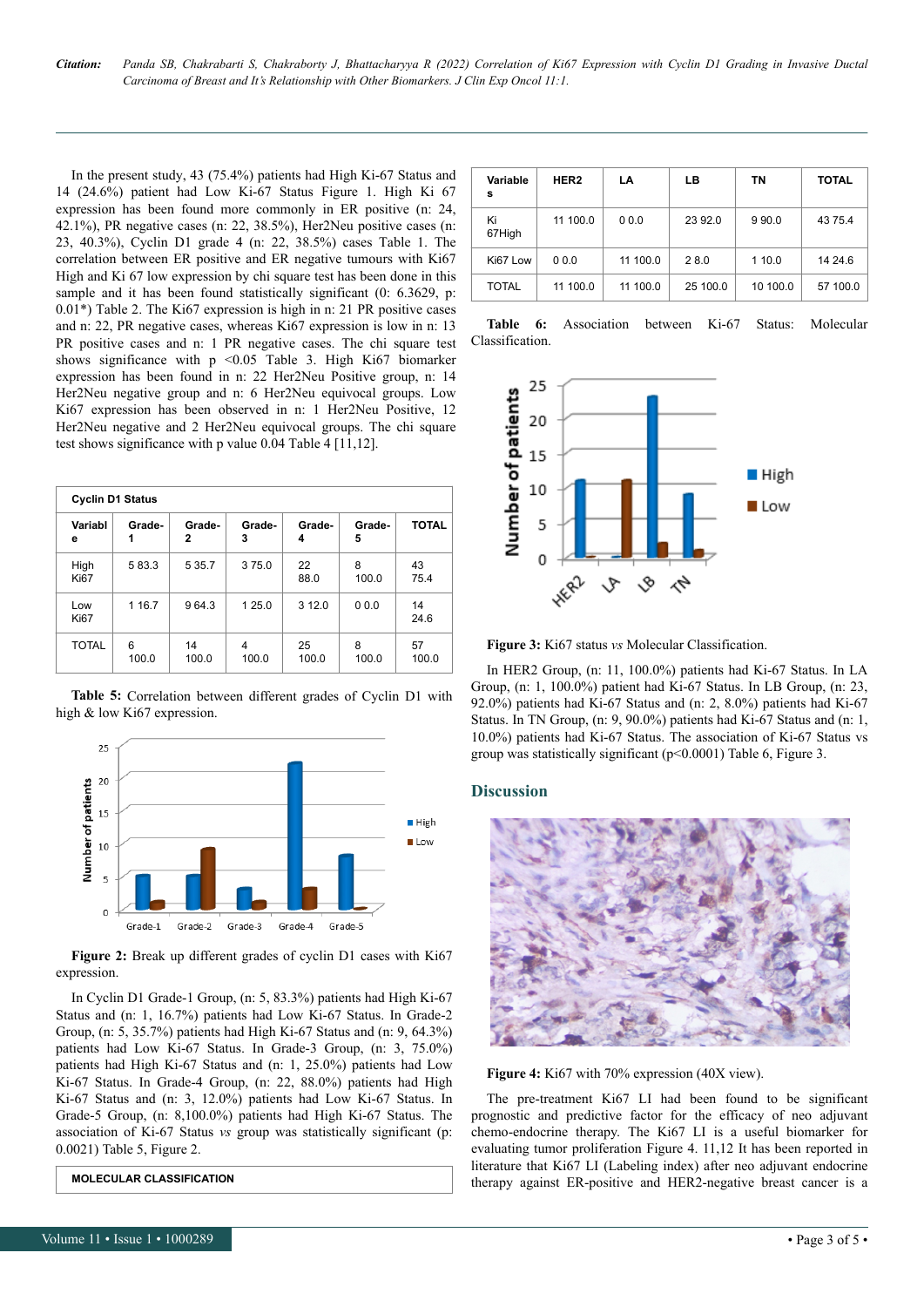In the present study, 43 (75.4%) patients had High Ki-67 Status and 14 (24.6%) patient had Low Ki-67 Status Figure 1. High Ki 67 expression has been found more commonly in ER positive (n: 24, 42.1%), PR negative cases (n: 22, 38.5%), Her2Neu positive cases (n: 23, 40.3%), Cyclin D1 grade 4 (n: 22, 38.5%) cases Table 1. The correlation between ER positive and ER negative tumours with Ki67 High and Ki 67 low expression by chi square test has been done in this sample and it has been found statistically significant (0: 6.3629, p: 0.01*) Table 2. The Ki67 expression is high in n: 21 PR positive cases and n: 22, PR negative cases, whereas Ki67 expression is low in n: 13 PR positive cases and n: 1 PR negative cases. The chi square test shows significance with p <0.05 Table 3. High Ki67 biomarker expression has been found in n: 22 Her2Neu Positive group, n: 14 Her2Neu negative group and n: 6 Her2Neu equivocal groups. Low Ki67 expression has been observed in n: 1 Her2Neu Positive, 12 Her2Neu negative and 2 Her2Neu equivocal groups. The chi square test shows significance with p value 0.04 Table 4 [11,12].

| Cyclin D1 Status | | | | | | |
|---|---|---|---|---|---|---|
| Variable | Grade-1 | Grade-2 | Grade-3 | Grade-4 | Grade-5 | TOTAL |
| High Ki67 | 5 83.3 | 5 35.7 | 3 75.0 | 22 88.0 | 8 100.0 | 43 75.4 |
| Low Ki67 | 1 16.7 | 9 64.3 | 1 25.0 | 3 12.0 | 0 0.0 | 14 24.6 |
| TOTAL | 6 100.0 | 14 100.0 | 4 100.0 | 25 100.0 | 8 100.0 | 57 100.0 |

**Table 5:** Correlation between different grades of Cyclin D1 with high & low Ki67 expression.

**Figure 2:** Break up different grades of cyclin D1 cases with Ki67 expression.

In Cyclin D1 Grade-1 Group, (n: 5, 83.3%) patients had High Ki-67 Status and (n: 1, 16.7%) patients had Low Ki-67 Status. In Grade-2 Group, (n: 5, 35.7%) patients had High Ki-67 Status and (n: 9, 64.3%) patients had Low Ki-67 Status. In Grade-3 Group, (n: 3, 75.0%) patients had High Ki-67 Status and (n: 1, 25.0%) patients had Low Ki-67 Status. In Grade-4 Group, (n: 22, 88.0%) patients had High Ki-67 Status and (n: 3, 12.0%) patients had Low Ki-67 Status. In Grade-5 Group, (n: 8,100.0%) patients had High Ki-67 Status. The association of Ki-67 Status *vs* group was statistically significant (p: 0.0021) Table 5, Figure 2.

| MOLECULAR CLASSIFICATION | | | | | |
|---|---|---|---|---|---|
| Variables | HER2 | LA | LB | TN | TOTAL |
| Ki 67High | 11 100.0 | 0 0.0 | 23 92.0 | 9 90.0 | 43 75.4 |
| Ki67 Low | 0 0.0 | 11 100.0 | 2 8.0 | 1 10.0 | 14 24.6 |
| TOTAL | 11 100.0 | 11 100.0 | 25 100.0 | 10 100.0 | 57 100.0 |

**Table 6:** Association between Ki-67 Status: Molecular Classification.

**Figure 3:** Ki67 status *vs* Molecular Classification.

In HER2 Group, (n: 11, 100.0%) patients had Ki-67 Status. In LA Group, (n: 1, 100.0%) patient had Ki-67 Status. In LB Group, (n: 23, 92.0%) patients had Ki-67 Status and (n: 2, 8.0%) patients had Ki-67 Status. In TN Group, (n: 9, 90.0%) patients had Ki-67 Status and (n: 1, 10.0%) patients had Ki-67 Status. The association of Ki-67 Status vs group was statistically significant (p<0.0001) Table 6, Figure 3.

## Discussion

**Figure 4:** Ki67 with 70% expression (40X view).

The pre-treatment Ki67 LI had been found to be significant prognostic and predictive factor for the efficacy of neo adjuvant chemo-endocrine therapy. The Ki67 LI is a useful biomarker for evaluating tumor proliferation Figure 4. 11,12 It has been reported in literature that Ki67 LI (Labeling index) after neo adjuvant endocrine therapy against ER-positive and HER2-negative breast cancer is a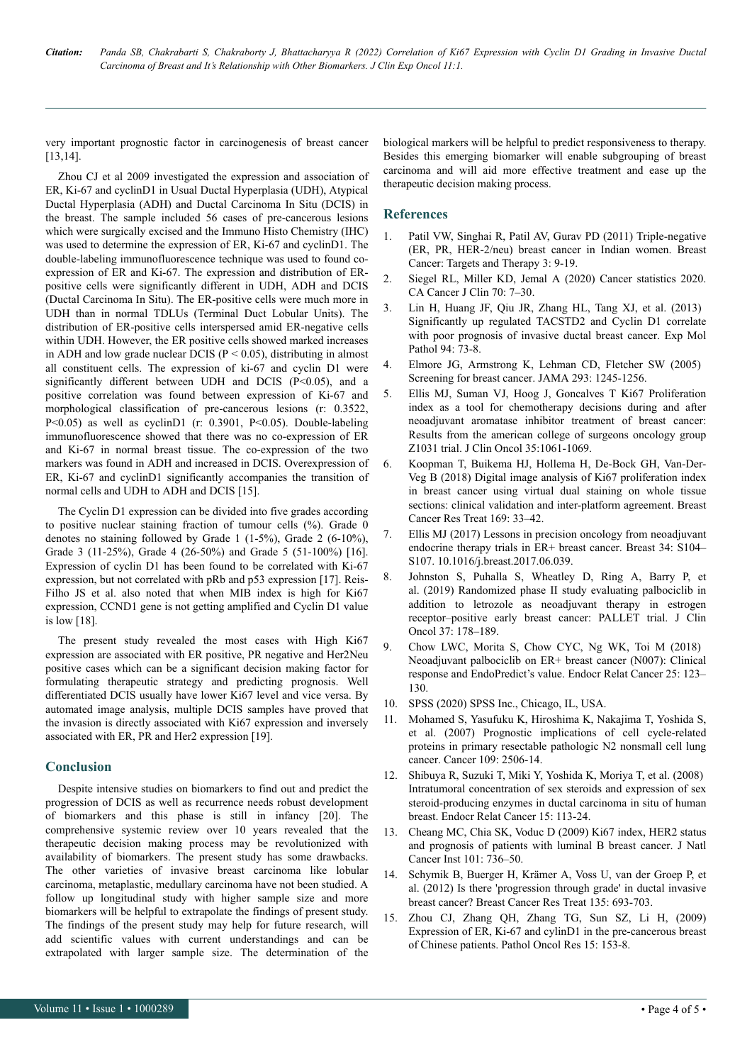very important prognostic factor in carcinogenesis of breast cancer [13,14].

Zhou CJ et al 2009 investigated the expression and association of ER, Ki-67 and cyclinD1 in Usual Ductal Hyperplasia (UDH), Atypical Ductal Hyperplasia (ADH) and Ductal Carcinoma In Situ (DCIS) in the breast. The sample included 56 cases of pre-cancerous lesions which were surgically excised and the Immuno Histo Chemistry (IHC) was used to determine the expression of ER, Ki-67 and cyclinD1. The double-labeling immunofluorescence technique was used to found co-expression of ER and Ki-67. The expression and distribution of ER-positive cells were significantly different in UDH, ADH and DCIS (Ductal Carcinoma In Situ). The ER-positive cells were much more in UDH than in normal TDLUs (Terminal Duct Lobular Units). The distribution of ER-positive cells interspersed amid ER-negative cells within UDH. However, the ER positive cells showed marked increases in ADH and low grade nuclear DCIS ($P < 0.05$), distributing in almost all constituent cells. The expression of ki-67 and cyclin D1 were significantly different between UDH and DCIS ($P<0.05$), and a positive correlation was found between expression of Ki-67 and morphological classification of pre-cancerous lesions (r: 0.3522, $P<0.05$) as well as cyclinD1 (r: 0.3901, $P<0.05$). Double-labeling immunofluorescence showed that there was no co-expression of ER and Ki-67 in normal breast tissue. The co-expression of the two markers was found in ADH and increased in DCIS. Overexpression of ER, Ki-67 and cyclinD1 significantly accompanies the transition of normal cells and UDH to ADH and DCIS [15].

The Cyclin D1 expression can be divided into five grades according to positive nuclear staining fraction of tumour cells (%). Grade 0 denotes no staining followed by Grade 1 (1-5%), Grade 2 (6-10%), Grade 3 (11-25%), Grade 4 (26-50%) and Grade 5 (51-100%) [16]. Expression of cyclin D1 has been found to be correlated with Ki-67 expression, but not correlated with pRb and p53 expression [17]. Reis-Filho JS et al. also noted that when MIB index is high for Ki67 expression, CCND1 gene is not getting amplified and Cyclin D1 value is low [18].

The present study revealed the most cases with High Ki67 expression are associated with ER positive, PR negative and Her2Neu positive cases which can be a significant decision making factor for formulating therapeutic strategy and predicting prognosis. Well differentiated DCIS usually have lower Ki67 level and vice versa. By automated image analysis, multiple DCIS samples have proved that the invasion is directly associated with Ki67 expression and inversely associated with ER, PR and Her2 expression [19].

## Conclusion

Despite intensive studies on biomarkers to find out and predict the progression of DCIS as well as recurrence needs robust development of biomarkers and this phase is still in infancy [20]. The comprehensive systemic review over 10 years revealed that the therapeutic decision making process may be revolutionized with availability of biomarkers. The present study has some drawbacks. The other varieties of invasive breast carcinoma like lobular carcinoma, metaplastic, medullary carcinoma have not been studied. A follow up longitudinal study with higher sample size and more biomarkers will be helpful to extrapolate the findings of present study. The findings of the present study may help for future research, will add scientific values with current understandings and can be extrapolated with larger sample size. The determination of the biological markers will be helpful to predict responsiveness to therapy. Besides this emerging biomarker will enable subgrouping of breast carcinoma and will aid more effective treatment and ease up the therapeutic decision making process.

## References

1. Patil VW, Singhai R, Patil AV, Gurav PD (2011) Triple-negative (ER, PR, HER-2/neu) breast cancer in Indian women. Breast Cancer: Targets and Therapy 3: 9-19.
2. Siegel RL, Miller KD, Jemal A (2020) Cancer statistics 2020. CA Cancer J Clin 70: 7–30.
3. Lin H, Huang JF, Qiu JR, Zhang HL, Tang XJ, et al. (2013) Significantly up regulated TACSTD2 and Cyclin D1 correlate with poor prognosis of invasive ductal breast cancer. Exp Mol Pathol 94: 73-8.
4. Elmore JG, Armstrong K, Lehman CD, Fletcher SW (2005) Screening for breast cancer. JAMA 293: 1245-1256.
5. Ellis MJ, Suman VJ, Hoog J, Goncalves T Ki67 Proliferation index as a tool for chemotherapy decisions during and after neoadjuvant aromatase inhibitor treatment of breast cancer: Results from the american college of surgeons oncology group Z1031 trial. J Clin Oncol 35:1061-1069.
6. Koopman T, Buikema HJ, Hollema H, De-Bock GH, Van-Der-Veg B (2018) Digital image analysis of Ki67 proliferation index in breast cancer using virtual dual staining on whole tissue sections: clinical validation and inter-platform agreement. Breast Cancer Res Treat 169: 33–42.
7. Ellis MJ (2017) Lessons in precision oncology from neoadjuvant endocrine therapy trials in ER+ breast cancer. Breast 34: S104–S107. 10.1016/j.breast.2017.06.039.
8. Johnston S, Puhalla S, Wheatley D, Ring A, Barry P, et al. (2019) Randomized phase II study evaluating palbociclib in addition to letrozole as neoadjuvant therapy in estrogen receptor–positive early breast cancer: PALLET trial. J Clin Oncol 37: 178–189.
9. Chow LWC, Morita S, Chow CYC, Ng WK, Toi M (2018) Neoadjuvant palbociclib on ER+ breast cancer (N007): Clinical response and EndoPredict's value. Endocr Relat Cancer 25: 123–130.
10. SPSS (2020) SPSS Inc., Chicago, IL, USA.
11. Mohamed S, Yasufuku K, Hiroshima K, Nakajima T, Yoshida S, et al. (2007) Prognostic implications of cell cycle-related proteins in primary resectable pathologic N2 nonsmall cell lung cancer. Cancer 109: 2506-14.
12. Shibuya R, Suzuki T, Miki Y, Yoshida K, Moriya T, et al. (2008) Intratumoral concentration of sex steroids and expression of sex steroid-producing enzymes in ductal carcinoma in situ of human breast. Endocr Relat Cancer 15: 113-24.
13. Cheang MC, Chia SK, Voduc D (2009) Ki67 index, HER2 status and prognosis of patients with luminal B breast cancer. J Natl Cancer Inst 101: 736–50.
14. Schymik B, Buerger H, Krämer A, Voss U, van der Groep P, et al. (2012) Is there 'progression through grade' in ductal invasive breast cancer? Breast Cancer Res Treat 135: 693-703.
15. Zhou CJ, Zhang QH, Zhang TG, Sun SZ, Li H, (2009) Expression of ER, Ki-67 and cylinD1 in the pre-cancerous breast of Chinese patients. Pathol Oncol Res 15: 153-8.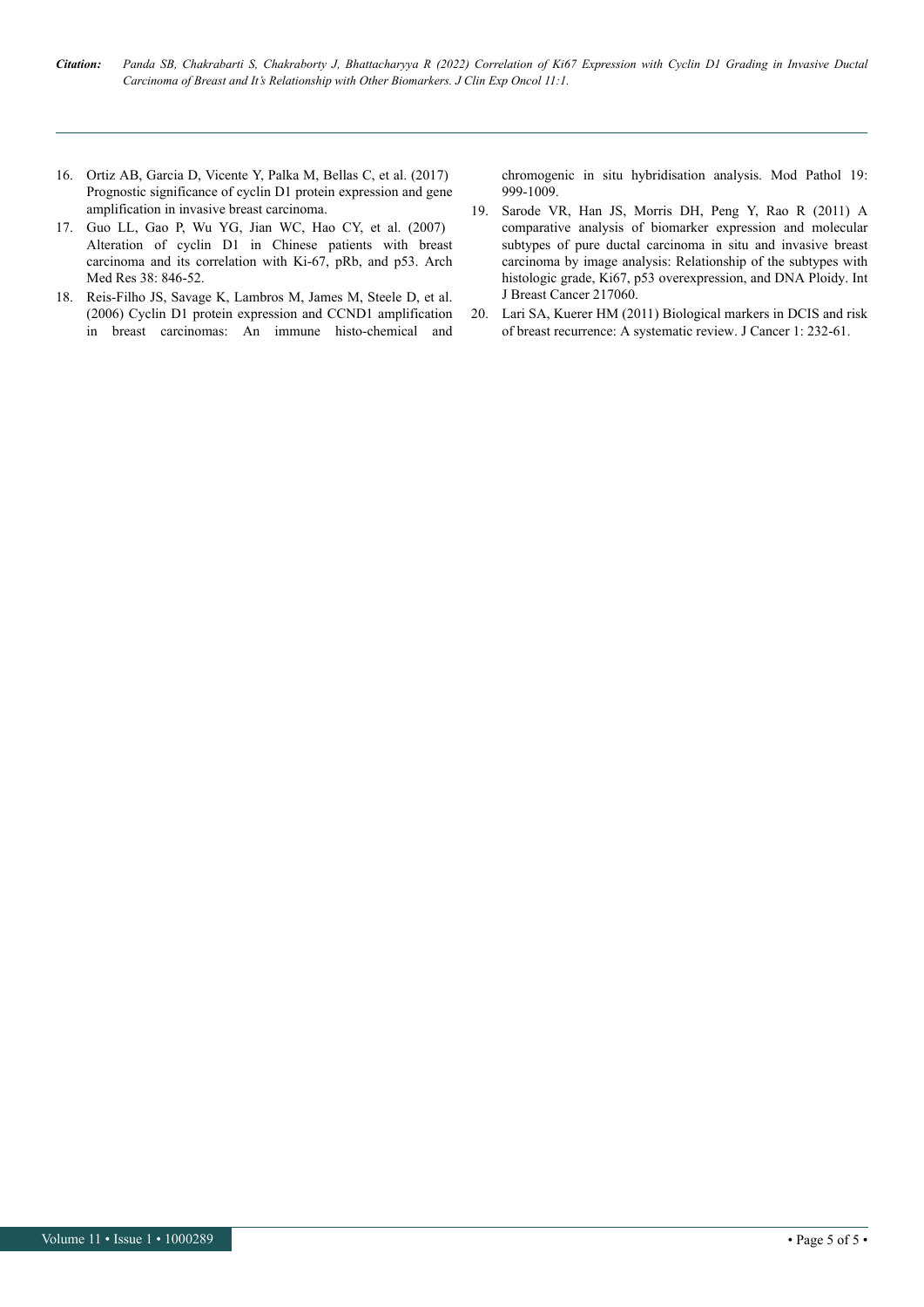16. Ortiz AB, Garcia D, Vicente Y, Palka M, Bellas C, et al. (2017) Prognostic significance of cyclin D1 protein expression and gene amplification in invasive breast carcinoma.
17. Guo LL, Gao P, Wu YG, Jian WC, Hao CY, et al. (2007) Alteration of cyclin D1 in Chinese patients with breast carcinoma and its correlation with Ki-67, pRb, and p53. Arch Med Res 38: 846-52.
18. Reis-Filho JS, Savage K, Lambros M, James M, Steele D, et al. (2006) Cyclin D1 protein expression and CCND1 amplification in breast carcinomas: An immune histo-chemical and chromogenic in situ hybridisation analysis. Mod Pathol 19: 999-1009.
19. Sarode VR, Han JS, Morris DH, Peng Y, Rao R (2011) A comparative analysis of biomarker expression and molecular subtypes of pure ductal carcinoma in situ and invasive breast carcinoma by image analysis: Relationship of the subtypes with histologic grade, Ki67, p53 overexpression, and DNA Ploidy. Int J Breast Cancer 217060.
20. Lari SA, Kuerer HM (2011) Biological markers in DCIS and risk of breast recurrence: A systematic review. J Cancer 1: 232-61.